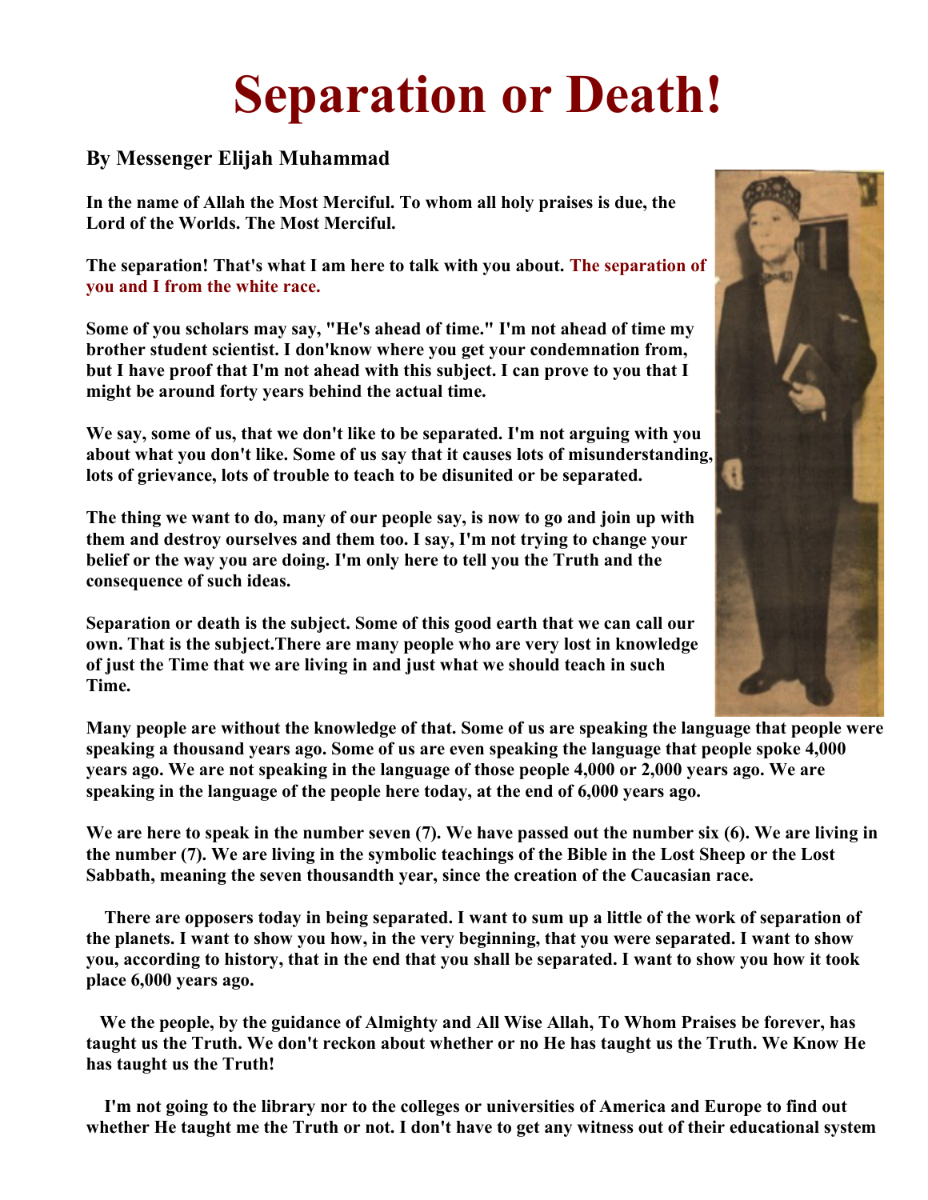# Separation or Death!

### By Messenger Elijah Muhammad

**In the name of Allah the Most Merciful. To whom all holy praises is due, the Lord of the Worlds. The Most Merciful.**

**The separation! That's what I am here to talk with you about. The separation of you and I from the white race.**

**Some of you scholars may say, "He's ahead of time." I'm not ahead of time my brother student scientist. I don'know where you get your condemnation from, but I have proof that I'm not ahead with this subject. I can prove to you that I might be around forty years behind the actual time.**

**We say, some of us, that we don't like to be separated. I'm not arguing with you about what you don't like. Some of us say that it causes lots of misunderstanding, lots of grievance, lots of trouble to teach to be disunited or be separated.**

**The thing we want to do, many of our people say, is now to go and join up with them and destroy ourselves and them too. I say, I'm not trying to change your belief or the way you are doing. I'm only here to tell you the Truth and the consequence of such ideas.**

**Separation or death is the subject. Some of this good earth that we can call our own. That is the subject.There are many people who are very lost in knowledge of just the Time that we are living in and just what we should teach in such Time.**

**Many people are without the knowledge of that. Some of us are speaking the language that people were speaking a thousand years ago. Some of us are even speaking the language that people spoke 4,000 years ago. We are not speaking in the language of those people 4,000 or 2,000 years ago. We are speaking in the language of the people here today, at the end of 6,000 years ago.**

**We are here to speak in the number seven (7). We have passed out the number six (6). We are living in the number (7). We are living in the symbolic teachings of the Bible in the Lost Sheep or the Lost Sabbath, meaning the seven thousandth year, since the creation of the Caucasian race.**

**There are opposers today in being separated. I want to sum up a little of the work of separation of the planets. I want to show you how, in the very beginning, that you were separated. I want to show you, according to history, that in the end that you shall be separated. I want to show you how it took place 6,000 years ago.**

**We the people, by the guidance of Almighty and All Wise Allah, To Whom Praises be forever, has taught us the Truth. We don't reckon about whether or no He has taught us the Truth. We Know He has taught us the Truth!**

**I'm not going to the library nor to the colleges or universities of America and Europe to find out whether He taught me the Truth or not. I don't have to get any witness out of their educational system**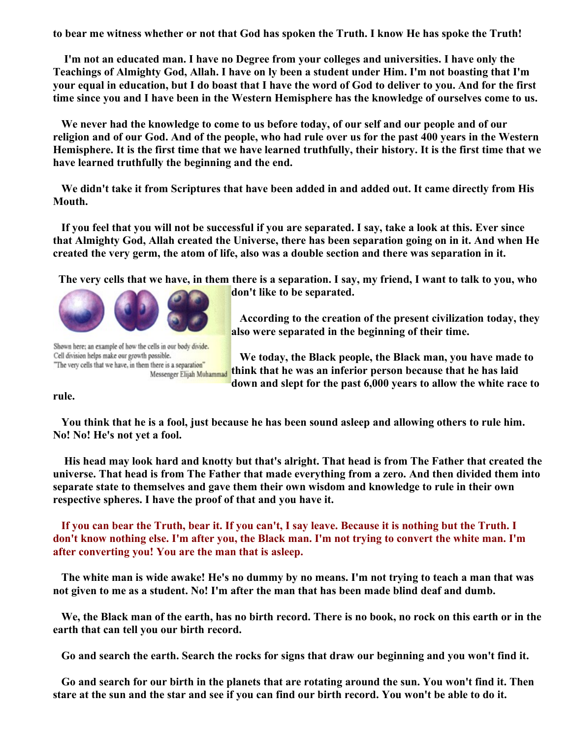**to bear me witness whether or not that God has spoken the Truth. I know He has spoke the Truth!**

**I'm not an educated man. I have no Degree from your colleges and universities. I have only the Teachings of Almighty God, Allah. I have on ly been a student under Him. I'm not boasting that I'm your equal in education, but I do boast that I have the word of God to deliver to you. And for the first time since you and I have been in the Western Hemisphere has the knowledge of ourselves come to us.**

**We never had the knowledge to come to us before today, of our self and our people and of our religion and of our God. And of the people, who had rule over us for the past 400 years in the Western Hemisphere. It is the first time that we have learned truthfully, their history. It is the first time that we have learned truthfully the beginning and the end.**

**We didn't take it from Scriptures that have been added in and added out. It came directly from His Mouth.**

**If you feel that you will not be successful if you are separated. I say, take a look at this. Ever since that Almighty God, Allah created the Universe, there has been separation going on in it. And when He created the very germ, the atom of life, also was a double section and there was separation in it.**

**The very cells that we have, in them there is a separation. I say, my friend, I want to talk to you, who don't like to be separated.**

Shown here; an example of how the cells in our body divide.
Cell division helps make our growth possible.
"The very cells that we have, in them there is a separation"
Messenger Elijah Muhammad

**According to the creation of the present civilization today, they also were separated in the beginning of their time.**

**We today, the Black people, the Black man, you have made to think that he was an inferior person because that he has laid down and slept for the past 6,000 years to allow the white race to rule.**

**You think that he is a fool, just because he has been sound asleep and allowing others to rule him. No! No! He's not yet a fool.**

**His head may look hard and knotty but that's alright. That head is from The Father that created the universe. That head is from The Father that made everything from a zero. And then divided them into separate state to themselves and gave them their own wisdom and knowledge to rule in their own respective spheres. I have the proof of that and you have it.**

**If you can bear the Truth, bear it. If you can't, I say leave. Because it is nothing but the Truth. I don't know nothing else. I'm after you, the Black man. I'm not trying to convert the white man. I'm after converting you! You are the man that is asleep.**

**The white man is wide awake! He's no dummy by no means. I'm not trying to teach a man that was not given to me as a student. No! I'm after the man that has been made blind deaf and dumb.**

**We, the Black man of the earth, has no birth record. There is no book, no rock on this earth or in the earth that can tell you our birth record.**

**Go and search the earth. Search the rocks for signs that draw our beginning and you won't find it.**

**Go and search for our birth in the planets that are rotating around the sun. You won't find it. Then stare at the sun and the star and see if you can find our birth record. You won't be able to do it.**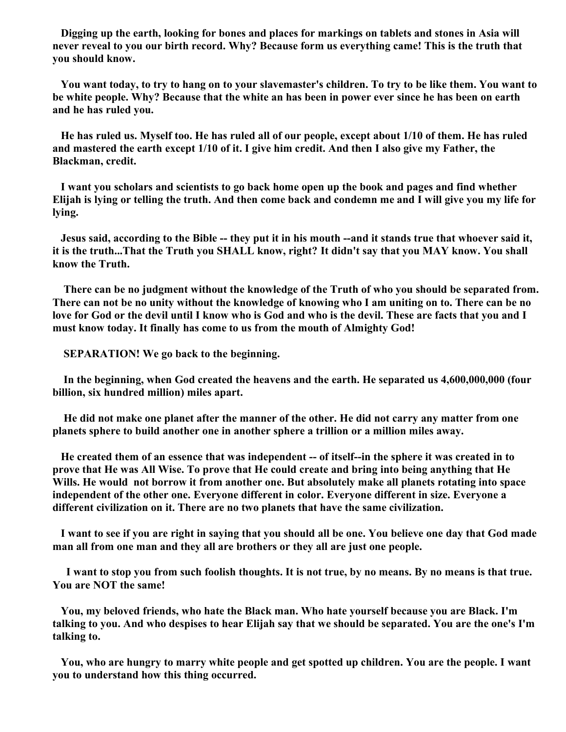**Digging up the earth, looking for bones and places for markings on tablets and stones in Asia will never reveal to you our birth record. Why? Because form us everything came! This is the truth that you should know.**

**You want today, to try to hang on to your slavemaster's children. To try to be like them. You want to be white people. Why? Because that the white an has been in power ever since he has been on earth and he has ruled you.**

**He has ruled us. Myself too. He has ruled all of our people, except about 1/10 of them. He has ruled and mastered the earth except 1/10 of it. I give him credit. And then I also give my Father, the Blackman, credit.**

**I want you scholars and scientists to go back home open up the book and pages and find whether Elijah is lying or telling the truth. And then come back and condemn me and I will give you my life for lying.**

**Jesus said, according to the Bible -- they put it in his mouth --and it stands true that whoever said it, it is the truth...That the Truth you SHALL know, right? It didn't say that you MAY know. You shall know the Truth.**

**There can be no judgment without the knowledge of the Truth of who you should be separated from. There can not be no unity without the knowledge of knowing who I am uniting on to. There can be no love for God or the devil until I know who is God and who is the devil. These are facts that you and I must know today. It finally has come to us from the mouth of Almighty God!**

**SEPARATION! We go back to the beginning.**

**In the beginning, when God created the heavens and the earth. He separated us 4,600,000,000 (four billion, six hundred million) miles apart.**

**He did not make one planet after the manner of the other. He did not carry any matter from one planets sphere to build another one in another sphere a trillion or a million miles away.**

**He created them of an essence that was independent -- of itself--in the sphere it was created in to prove that He was All Wise. To prove that He could create and bring into being anything that He Wills. He would not borrow it from another one. But absolutely make all planets rotating into space independent of the other one. Everyone different in color. Everyone different in size. Everyone a different civilization on it. There are no two planets that have the same civilization.**

**I want to see if you are right in saying that you should all be one. You believe one day that God made man all from one man and they all are brothers or they all are just one people.**

**I want to stop you from such foolish thoughts. It is not true, by no means. By no means is that true. You are NOT the same!**

**You, my beloved friends, who hate the Black man. Who hate yourself because you are Black. I'm talking to you. And who despises to hear Elijah say that we should be separated. You are the one's I'm talking to.**

**You, who are hungry to marry white people and get spotted up children. You are the people. I want you to understand how this thing occurred.**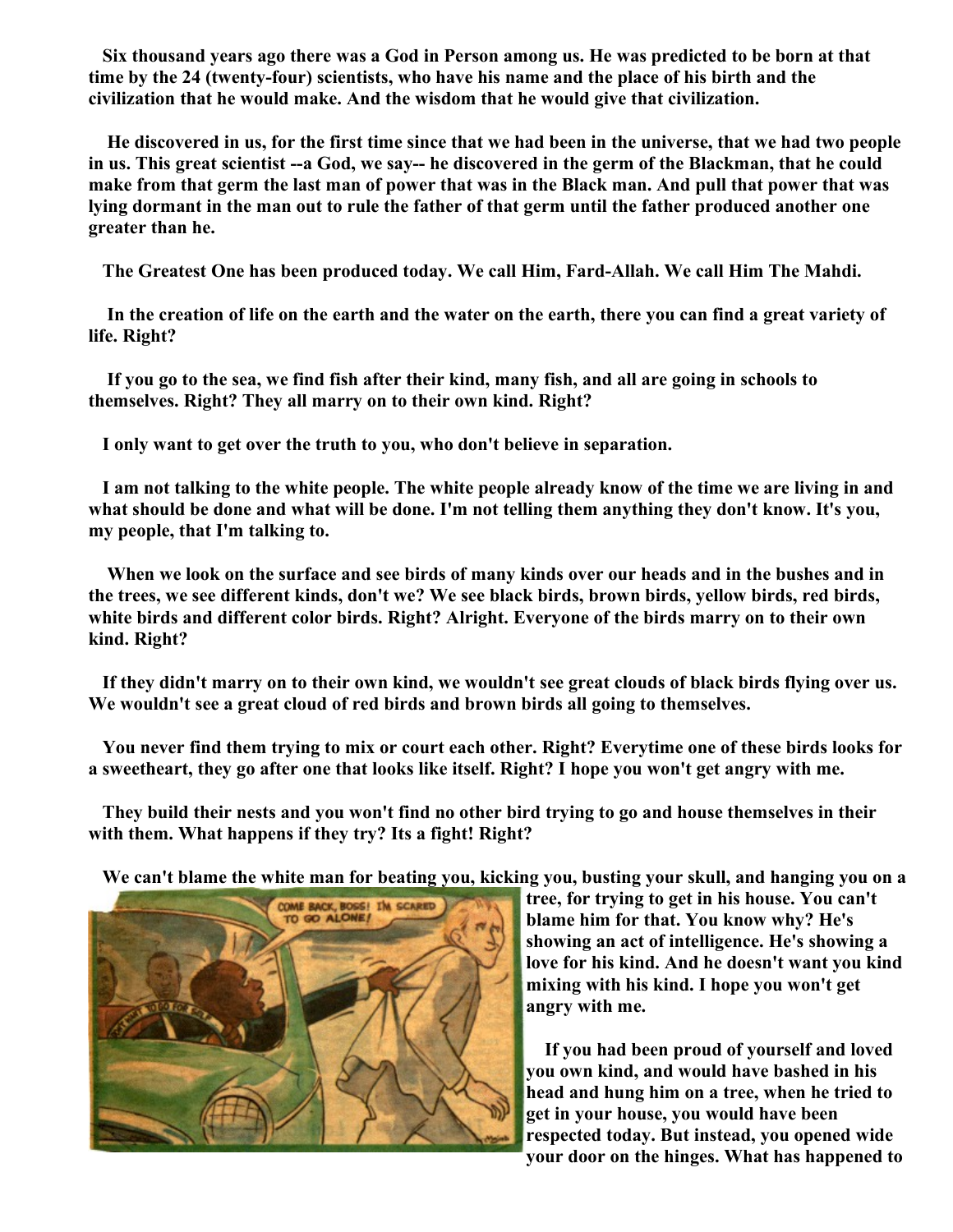**Six thousand years ago there was a God in Person among us. He was predicted to be born at that time by the 24 (twenty-four) scientists, who have his name and the place of his birth and the civilization that he would make. And the wisdom that he would give that civilization.**

**He discovered in us, for the first time since that we had been in the universe, that we had two people in us. This great scientist --a God, we say-- he discovered in the germ of the Blackman, that he could make from that germ the last man of power that was in the Black man. And pull that power that was lying dormant in the man out to rule the father of that germ until the father produced another one greater than he.**

**The Greatest One has been produced today. We call Him, Fard-Allah. We call Him The Mahdi.**

**In the creation of life on the earth and the water on the earth, there you can find a great variety of life. Right?**

**If you go to the sea, we find fish after their kind, many fish, and all are going in schools to themselves. Right? They all marry on to their own kind. Right?**

**I only want to get over the truth to you, who don't believe in separation.**

**I am not talking to the white people. The white people already know of the time we are living in and what should be done and what will be done. I'm not telling them anything they don't know. It's you, my people, that I'm talking to.**

**When we look on the surface and see birds of many kinds over our heads and in the bushes and in the trees, we see different kinds, don't we? We see black birds, brown birds, yellow birds, red birds, white birds and different color birds. Right? Alright. Everyone of the birds marry on to their own kind. Right?**

**If they didn't marry on to their own kind, we wouldn't see great clouds of black birds flying over us. We wouldn't see a great cloud of red birds and brown birds all going to themselves.**

**You never find them trying to mix or court each other. Right? Everytime one of these birds looks for a sweetheart, they go after one that looks like itself. Right? I hope you won't get angry with me.**

**They build their nests and you won't find no other bird trying to go and house themselves in their with them. What happens if they try? Its a fight! Right?**

**We can't blame the white man for beating you, kicking you, busting your skull, and hanging you on a tree, for trying to get in his house. You can't blame him for that. You know why? He's showing an act of intelligence. He's showing a love for his kind. And he doesn't want you kind mixing with his kind. I hope you won't get angry with me.**

**If you had been proud of yourself and loved you own kind, and would have bashed in his head and hung him on a tree, when he tried to get in your house, you would have been respected today. But instead, you opened wide your door on the hinges. What has happened to**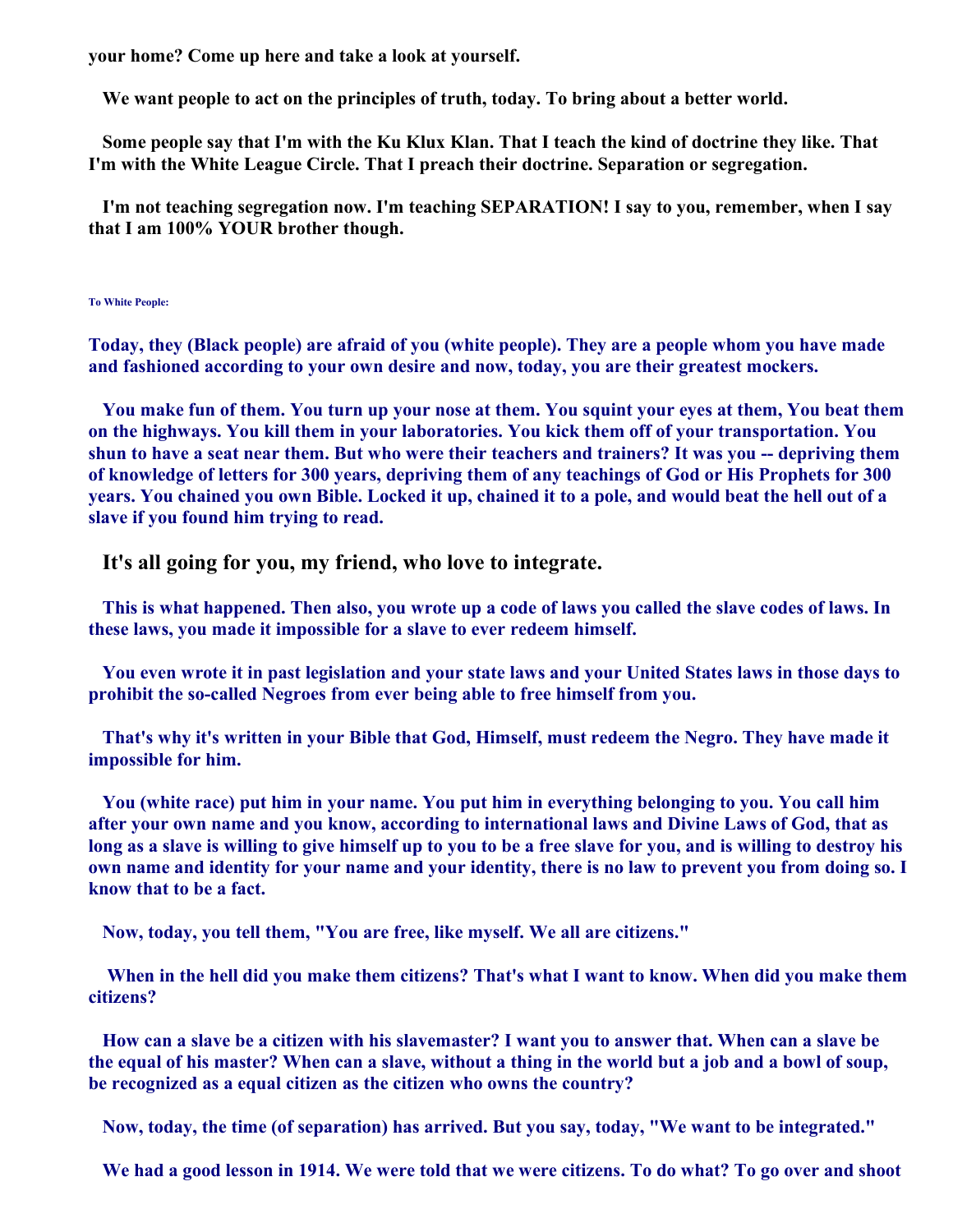**your home? Come up here and take a look at yourself.**

**We want people to act on the principles of truth, today. To bring about a better world.**

**Some people say that I'm with the Ku Klux Klan. That I teach the kind of doctrine they like. That I'm with the White League Circle. That I preach their doctrine. Separation or segregation.**

**I'm not teaching segregation now. I'm teaching SEPARATION! I say to you, remember, when I say that I am 100% YOUR brother though.**

**To White People:**

**Today, they (Black people) are afraid of you (white people). They are a people whom you have made and fashioned according to your own desire and now, today, you are their greatest mockers.**

**You make fun of them. You turn up your nose at them. You squint your eyes at them, You beat them on the highways. You kill them in your laboratories. You kick them off of your transportation. You shun to have a seat near them. But who were their teachers and trainers? It was you -- depriving them of knowledge of letters for 300 years, depriving them of any teachings of God or His Prophets for 300 years. You chained you own Bible. Locked it up, chained it to a pole, and would beat the hell out of a slave if you found him trying to read.**

**It's all going for you, my friend, who love to integrate.**

**This is what happened. Then also, you wrote up a code of laws you called the slave codes of laws. In these laws, you made it impossible for a slave to ever redeem himself.**

**You even wrote it in past legislation and your state laws and your United States laws in those days to prohibit the so-called Negroes from ever being able to free himself from you.**

**That's why it's written in your Bible that God, Himself, must redeem the Negro. They have made it impossible for him.**

**You (white race) put him in your name. You put him in everything belonging to you. You call him after your own name and you know, according to international laws and Divine Laws of God, that as long as a slave is willing to give himself up to you to be a free slave for you, and is willing to destroy his own name and identity for your name and your identity, there is no law to prevent you from doing so. I know that to be a fact.**

**Now, today, you tell them, "You are free, like myself. We all are citizens."**

**When in the hell did you make them citizens? That's what I want to know. When did you make them citizens?**

**How can a slave be a citizen with his slavemaster? I want you to answer that. When can a slave be the equal of his master? When can a slave, without a thing in the world but a job and a bowl of soup, be recognized as a equal citizen as the citizen who owns the country?**

**Now, today, the time (of separation) has arrived. But you say, today, "We want to be integrated."**

**We had a good lesson in 1914. We were told that we were citizens. To do what? To go over and shoot**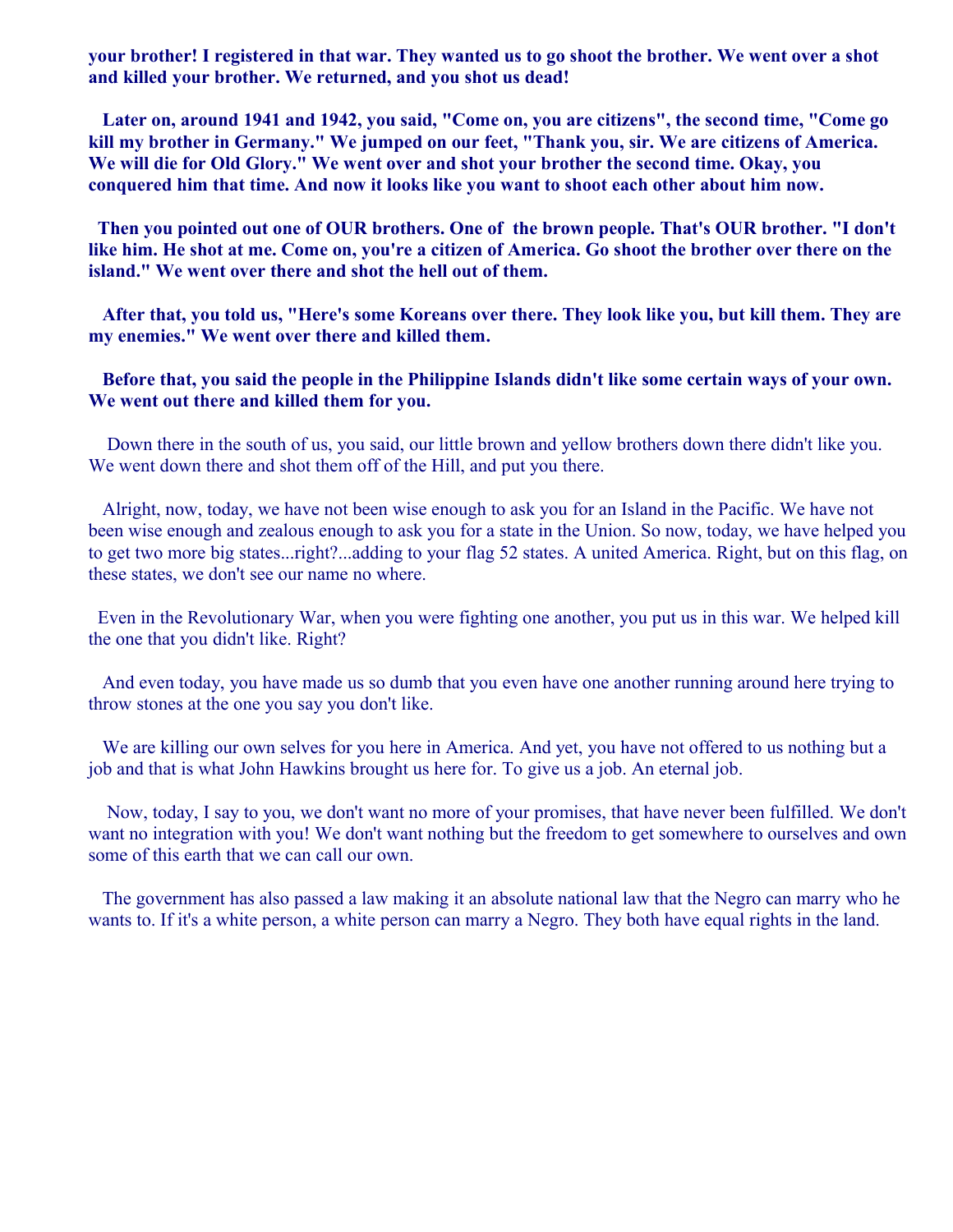**your brother! I registered in that war. They wanted us to go shoot the brother. We went over a shot and killed your brother. We returned, and you shot us dead!**

**Later on, around 1941 and 1942, you said, "Come on, you are citizens", the second time, "Come go kill my brother in Germany." We jumped on our feet, "Thank you, sir. We are citizens of America. We will die for Old Glory." We went over and shot your brother the second time. Okay, you conquered him that time. And now it looks like you want to shoot each other about him now.**

**Then you pointed out one of OUR brothers. One of the brown people. That's OUR brother. "I don't like him. He shot at me. Come on, you're a citizen of America. Go shoot the brother over there on the island." We went over there and shot the hell out of them.**

**After that, you told us, "Here's some Koreans over there. They look like you, but kill them. They are my enemies." We went over there and killed them.**

**Before that, you said the people in the Philippine Islands didn't like some certain ways of your own. We went out there and killed them for you.**

Down there in the south of us, you said, our little brown and yellow brothers down there didn't like you. We went down there and shot them off of the Hill, and put you there.

Alright, now, today, we have not been wise enough to ask you for an Island in the Pacific. We have not been wise enough and zealous enough to ask you for a state in the Union. So now, today, we have helped you to get two more big states...right?...adding to your flag 52 states. A united America. Right, but on this flag, on these states, we don't see our name no where.

Even in the Revolutionary War, when you were fighting one another, you put us in this war. We helped kill the one that you didn't like. Right?

And even today, you have made us so dumb that you even have one another running around here trying to throw stones at the one you say you don't like.

We are killing our own selves for you here in America. And yet, you have not offered to us nothing but a job and that is what John Hawkins brought us here for. To give us a job. An eternal job.

Now, today, I say to you, we don't want no more of your promises, that have never been fulfilled. We don't want no integration with you! We don't want nothing but the freedom to get somewhere to ourselves and own some of this earth that we can call our own.

The government has also passed a law making it an absolute national law that the Negro can marry who he wants to. If it's a white person, a white person can marry a Negro. They both have equal rights in the land.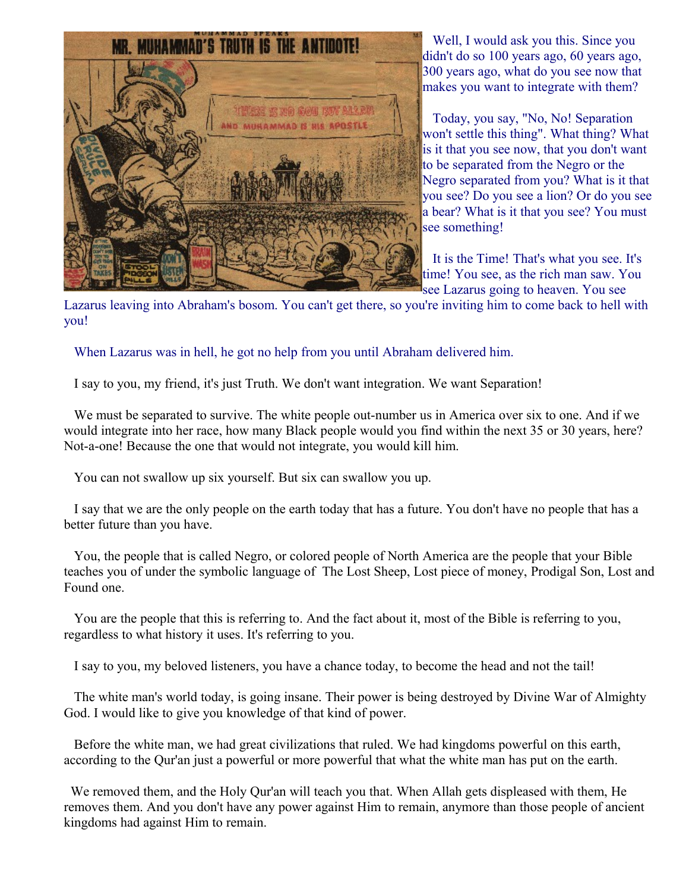Well, I would ask you this. Since you didn't do so 100 years ago, 60 years ago, 300 years ago, what do you see now that makes you want to integrate with them?

Today, you say, "No, No! Separation won't settle this thing". What thing? What is it that you see now, that you don't want to be separated from the Negro or the Negro separated from you? What is it that you see? Do you see a lion? Or do you see a bear? What is it that you see? You must see something!

It is the Time! That's what you see. It's time! You see, as the rich man saw. You see Lazarus going to heaven. You see Lazarus leaving into Abraham's bosom. You can't get there, so you're inviting him to come back to hell with you!

When Lazarus was in hell, he got no help from you until Abraham delivered him.

I say to you, my friend, it's just Truth. We don't want integration. We want Separation!

We must be separated to survive. The white people out-number us in America over six to one. And if we would integrate into her race, how many Black people would you find within the next 35 or 30 years, here? Not-a-one! Because the one that would not integrate, you would kill him.

You can not swallow up six yourself. But six can swallow you up.

I say that we are the only people on the earth today that has a future. You don't have no people that has a better future than you have.

You, the people that is called Negro, or colored people of North America are the people that your Bible teaches you of under the symbolic language of The Lost Sheep, Lost piece of money, Prodigal Son, Lost and Found one.

You are the people that this is referring to. And the fact about it, most of the Bible is referring to you, regardless to what history it uses. It's referring to you.

I say to you, my beloved listeners, you have a chance today, to become the head and not the tail!

The white man's world today, is going insane. Their power is being destroyed by Divine War of Almighty God. I would like to give you knowledge of that kind of power.

Before the white man, we had great civilizations that ruled. We had kingdoms powerful on this earth, according to the Qur'an just a powerful or more powerful that what the white man has put on the earth.

We removed them, and the Holy Qur'an will teach you that. When Allah gets displeased with them, He removes them. And you don't have any power against Him to remain, anymore than those people of ancient kingdoms had against Him to remain.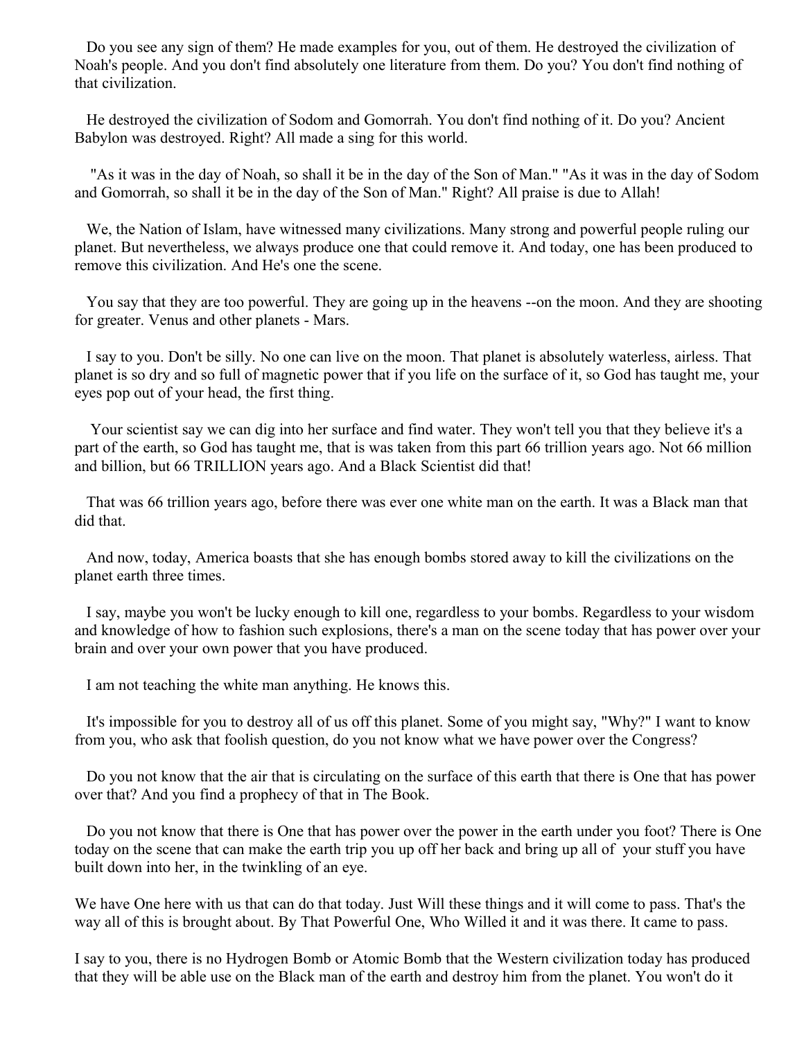Do you see any sign of them? He made examples for you, out of them. He destroyed the civilization of Noah's people. And you don't find absolutely one literature from them. Do you? You don't find nothing of that civilization.

He destroyed the civilization of Sodom and Gomorrah. You don't find nothing of it. Do you? Ancient Babylon was destroyed. Right? All made a sing for this world.

"As it was in the day of Noah, so shall it be in the day of the Son of Man." "As it was in the day of Sodom and Gomorrah, so shall it be in the day of the Son of Man." Right? All praise is due to Allah!

We, the Nation of Islam, have witnessed many civilizations. Many strong and powerful people ruling our planet. But nevertheless, we always produce one that could remove it. And today, one has been produced to remove this civilization. And He's one the scene.

You say that they are too powerful. They are going up in the heavens --on the moon. And they are shooting for greater. Venus and other planets - Mars.

I say to you. Don't be silly. No one can live on the moon. That planet is absolutely waterless, airless. That planet is so dry and so full of magnetic power that if you life on the surface of it, so God has taught me, your eyes pop out of your head, the first thing.

Your scientist say we can dig into her surface and find water. They won't tell you that they believe it's a part of the earth, so God has taught me, that is was taken from this part 66 trillion years ago. Not 66 million and billion, but 66 TRILLION years ago. And a Black Scientist did that!

That was 66 trillion years ago, before there was ever one white man on the earth. It was a Black man that did that.

And now, today, America boasts that she has enough bombs stored away to kill the civilizations on the planet earth three times.

I say, maybe you won't be lucky enough to kill one, regardless to your bombs. Regardless to your wisdom and knowledge of how to fashion such explosions, there's a man on the scene today that has power over your brain and over your own power that you have produced.

I am not teaching the white man anything. He knows this.

It's impossible for you to destroy all of us off this planet. Some of you might say, "Why?" I want to know from you, who ask that foolish question, do you not know what we have power over the Congress?

Do you not know that the air that is circulating on the surface of this earth that there is One that has power over that? And you find a prophecy of that in The Book.

Do you not know that there is One that has power over the power in the earth under you foot? There is One today on the scene that can make the earth trip you up off her back and bring up all of your stuff you have built down into her, in the twinkling of an eye.

We have One here with us that can do that today. Just Will these things and it will come to pass. That's the way all of this is brought about. By That Powerful One, Who Willed it and it was there. It came to pass.

I say to you, there is no Hydrogen Bomb or Atomic Bomb that the Western civilization today has produced that they will be able use on the Black man of the earth and destroy him from the planet. You won't do it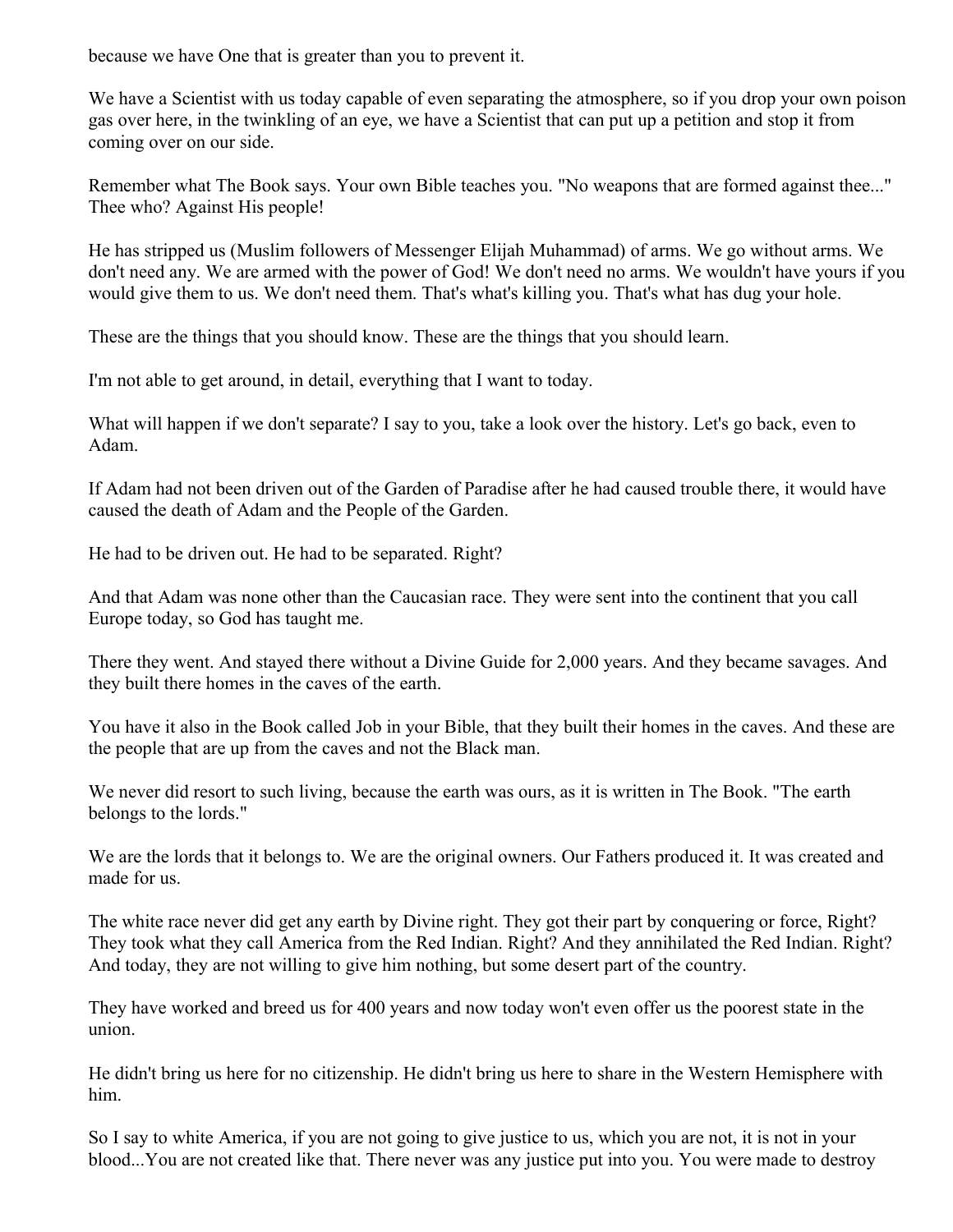because we have One that is greater than you to prevent it.

We have a Scientist with us today capable of even separating the atmosphere, so if you drop your own poison gas over here, in the twinkling of an eye, we have a Scientist that can put up a petition and stop it from coming over on our side.

Remember what The Book says. Your own Bible teaches you. "No weapons that are formed against thee..." Thee who? Against His people!

He has stripped us (Muslim followers of Messenger Elijah Muhammad) of arms. We go without arms. We don't need any. We are armed with the power of God! We don't need no arms. We wouldn't have yours if you would give them to us. We don't need them. That's what's killing you. That's what has dug your hole.

These are the things that you should know. These are the things that you should learn.

I'm not able to get around, in detail, everything that I want to today.

What will happen if we don't separate? I say to you, take a look over the history. Let's go back, even to Adam.

If Adam had not been driven out of the Garden of Paradise after he had caused trouble there, it would have caused the death of Adam and the People of the Garden.

He had to be driven out. He had to be separated. Right?

And that Adam was none other than the Caucasian race. They were sent into the continent that you call Europe today, so God has taught me.

There they went. And stayed there without a Divine Guide for 2,000 years. And they became savages. And they built there homes in the caves of the earth.

You have it also in the Book called Job in your Bible, that they built their homes in the caves. And these are the people that are up from the caves and not the Black man.

We never did resort to such living, because the earth was ours, as it is written in The Book. "The earth belongs to the lords."

We are the lords that it belongs to. We are the original owners. Our Fathers produced it. It was created and made for us.

The white race never did get any earth by Divine right. They got their part by conquering or force, Right? They took what they call America from the Red Indian. Right? And they annihilated the Red Indian. Right? And today, they are not willing to give him nothing, but some desert part of the country.

They have worked and breed us for 400 years and now today won't even offer us the poorest state in the union.

He didn't bring us here for no citizenship. He didn't bring us here to share in the Western Hemisphere with him.

So I say to white America, if you are not going to give justice to us, which you are not, it is not in your blood...You are not created like that. There never was any justice put into you. You were made to destroy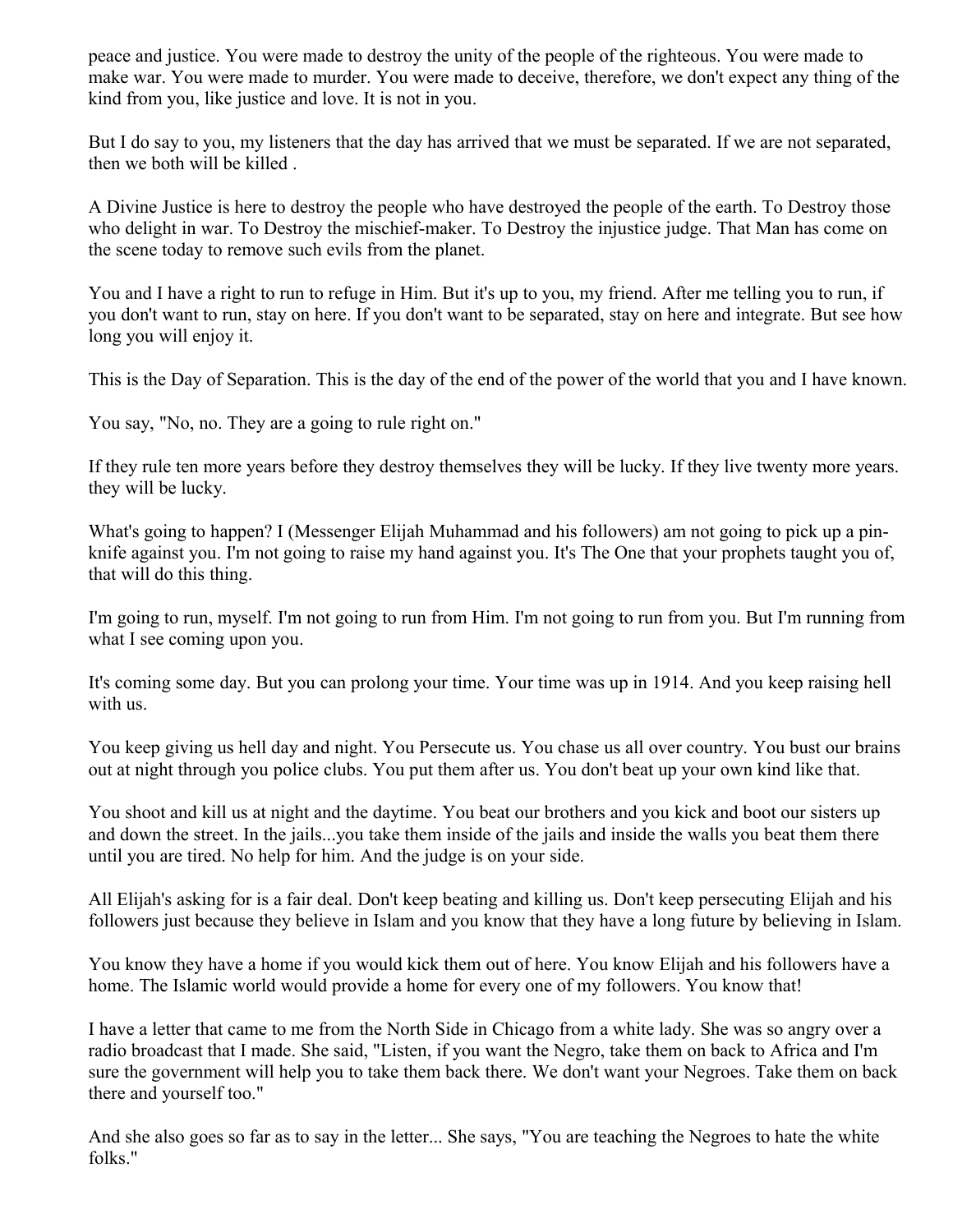peace and justice. You were made to destroy the unity of the people of the righteous. You were made to make war. You were made to murder. You were made to deceive, therefore, we don't expect any thing of the kind from you, like justice and love. It is not in you.

But I do say to you, my listeners that the day has arrived that we must be separated. If we are not separated, then we both will be killed .

A Divine Justice is here to destroy the people who have destroyed the people of the earth. To Destroy those who delight in war. To Destroy the mischief-maker. To Destroy the injustice judge. That Man has come on the scene today to remove such evils from the planet.

You and I have a right to run to refuge in Him. But it's up to you, my friend. After me telling you to run, if you don't want to run, stay on here. If you don't want to be separated, stay on here and integrate. But see how long you will enjoy it.

This is the Day of Separation. This is the day of the end of the power of the world that you and I have known.

You say, "No, no. They are a going to rule right on."

If they rule ten more years before they destroy themselves they will be lucky. If they live twenty more years. they will be lucky.

What's going to happen? I (Messenger Elijah Muhammad and his followers) am not going to pick up a pin-knife against you. I'm not going to raise my hand against you. It's The One that your prophets taught you of, that will do this thing.

I'm going to run, myself. I'm not going to run from Him. I'm not going to run from you. But I'm running from what I see coming upon you.

It's coming some day. But you can prolong your time. Your time was up in 1914. And you keep raising hell with us.

You keep giving us hell day and night. You Persecute us. You chase us all over country. You bust our brains out at night through you police clubs. You put them after us. You don't beat up your own kind like that.

You shoot and kill us at night and the daytime. You beat our brothers and you kick and boot our sisters up and down the street. In the jails...you take them inside of the jails and inside the walls you beat them there until you are tired. No help for him. And the judge is on your side.

All Elijah's asking for is a fair deal. Don't keep beating and killing us. Don't keep persecuting Elijah and his followers just because they believe in Islam and you know that they have a long future by believing in Islam.

You know they have a home if you would kick them out of here. You know Elijah and his followers have a home. The Islamic world would provide a home for every one of my followers. You know that!

I have a letter that came to me from the North Side in Chicago from a white lady. She was so angry over a radio broadcast that I made. She said, "Listen, if you want the Negro, take them on back to Africa and I'm sure the government will help you to take them back there. We don't want your Negroes. Take them on back there and yourself too."

And she also goes so far as to say in the letter... She says, "You are teaching the Negroes to hate the white folks."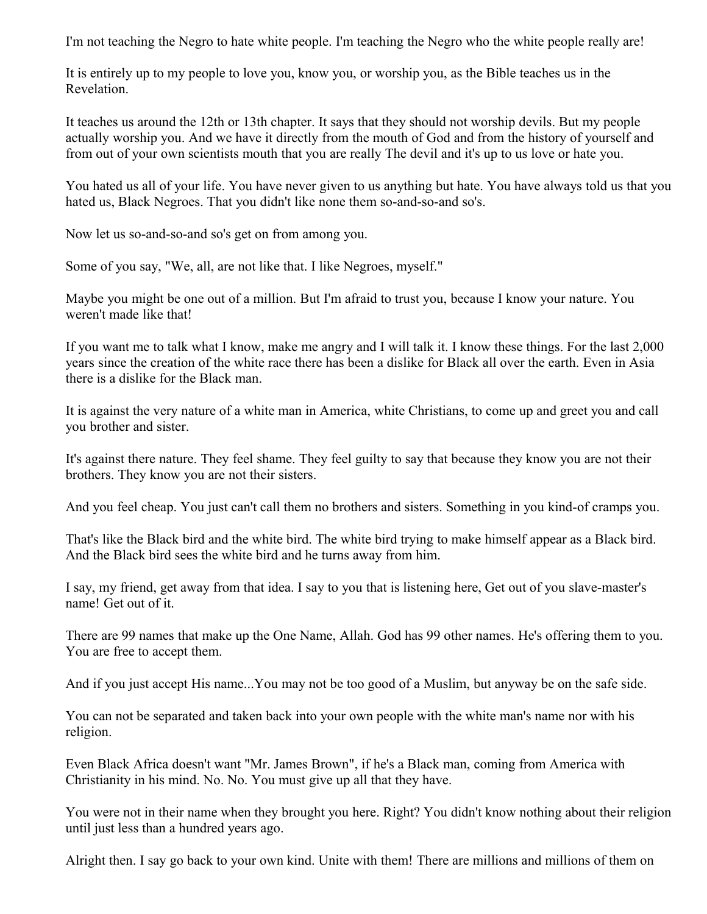I'm not teaching the Negro to hate white people. I'm teaching the Negro who the white people really are!

It is entirely up to my people to love you, know you, or worship you, as the Bible teaches us in the Revelation.

It teaches us around the 12th or 13th chapter. It says that they should not worship devils. But my people actually worship you. And we have it directly from the mouth of God and from the history of yourself and from out of your own scientists mouth that you are really The devil and it's up to us love or hate you.

You hated us all of your life. You have never given to us anything but hate. You have always told us that you hated us, Black Negroes. That you didn't like none them so-and-so-and so's.

Now let us so-and-so-and so's get on from among you.

Some of you say, "We, all, are not like that. I like Negroes, myself."

Maybe you might be one out of a million. But I'm afraid to trust you, because I know your nature. You weren't made like that!

If you want me to talk what I know, make me angry and I will talk it. I know these things. For the last 2,000 years since the creation of the white race there has been a dislike for Black all over the earth. Even in Asia there is a dislike for the Black man.

It is against the very nature of a white man in America, white Christians, to come up and greet you and call you brother and sister.

It's against there nature. They feel shame. They feel guilty to say that because they know you are not their brothers. They know you are not their sisters.

And you feel cheap. You just can't call them no brothers and sisters. Something in you kind-of cramps you.

That's like the Black bird and the white bird. The white bird trying to make himself appear as a Black bird. And the Black bird sees the white bird and he turns away from him.

I say, my friend, get away from that idea. I say to you that is listening here, Get out of you slave-master's name! Get out of it.

There are 99 names that make up the One Name, Allah. God has 99 other names. He's offering them to you. You are free to accept them.

And if you just accept His name...You may not be too good of a Muslim, but anyway be on the safe side.

You can not be separated and taken back into your own people with the white man's name nor with his religion.

Even Black Africa doesn't want "Mr. James Brown", if he's a Black man, coming from America with Christianity in his mind. No. No. You must give up all that they have.

You were not in their name when they brought you here. Right? You didn't know nothing about their religion until just less than a hundred years ago.

Alright then. I say go back to your own kind. Unite with them! There are millions and millions of them on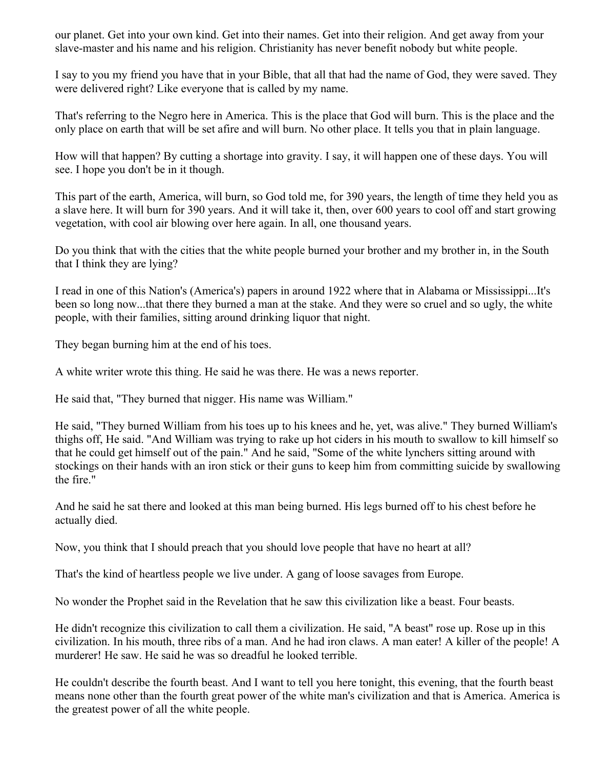our planet. Get into your own kind. Get into their names. Get into their religion. And get away from your slave-master and his name and his religion. Christianity has never benefit nobody but white people.

I say to you my friend you have that in your Bible, that all that had the name of God, they were saved. They were delivered right? Like everyone that is called by my name.

That's referring to the Negro here in America. This is the place that God will burn. This is the place and the only place on earth that will be set afire and will burn. No other place. It tells you that in plain language.

How will that happen? By cutting a shortage into gravity. I say, it will happen one of these days. You will see. I hope you don't be in it though.

This part of the earth, America, will burn, so God told me, for 390 years, the length of time they held you as a slave here. It will burn for 390 years. And it will take it, then, over 600 years to cool off and start growing vegetation, with cool air blowing over here again. In all, one thousand years.

Do you think that with the cities that the white people burned your brother and my brother in, in the South that I think they are lying?

I read in one of this Nation's (America's) papers in around 1922 where that in Alabama or Mississippi...It's been so long now...that there they burned a man at the stake. And they were so cruel and so ugly, the white people, with their families, sitting around drinking liquor that night.

They began burning him at the end of his toes.

A white writer wrote this thing. He said he was there. He was a news reporter.

He said that, "They burned that nigger. His name was William."

He said, "They burned William from his toes up to his knees and he, yet, was alive." They burned William's thighs off, He said. "And William was trying to rake up hot ciders in his mouth to swallow to kill himself so that he could get himself out of the pain." And he said, "Some of the white lynchers sitting around with stockings on their hands with an iron stick or their guns to keep him from committing suicide by swallowing the fire."

And he said he sat there and looked at this man being burned. His legs burned off to his chest before he actually died.

Now, you think that I should preach that you should love people that have no heart at all?

That's the kind of heartless people we live under. A gang of loose savages from Europe.

No wonder the Prophet said in the Revelation that he saw this civilization like a beast. Four beasts.

He didn't recognize this civilization to call them a civilization. He said, "A beast" rose up. Rose up in this civilization. In his mouth, three ribs of a man. And he had iron claws. A man eater! A killer of the people! A murderer! He saw. He said he was so dreadful he looked terrible.

He couldn't describe the fourth beast. And I want to tell you here tonight, this evening, that the fourth beast means none other than the fourth great power of the white man's civilization and that is America. America is the greatest power of all the white people.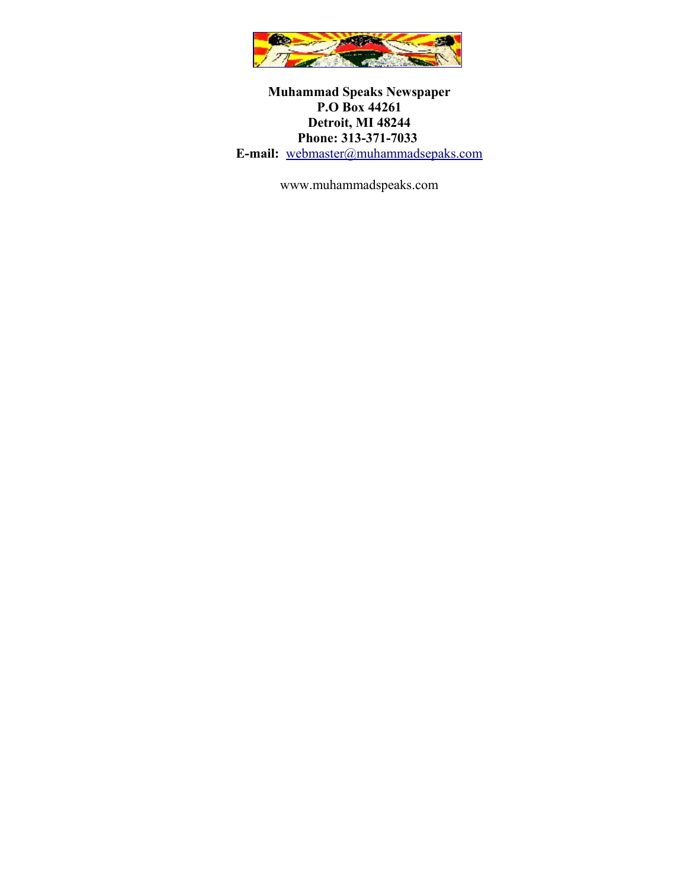**Muhammad Speaks Newspaper**
**P.O Box 44261**
**Detroit, MI 48244**
**Phone: 313-371-7033**
**E-mail:** webmaster@muhammadsepaks.com

www.muhammadspeaks.com